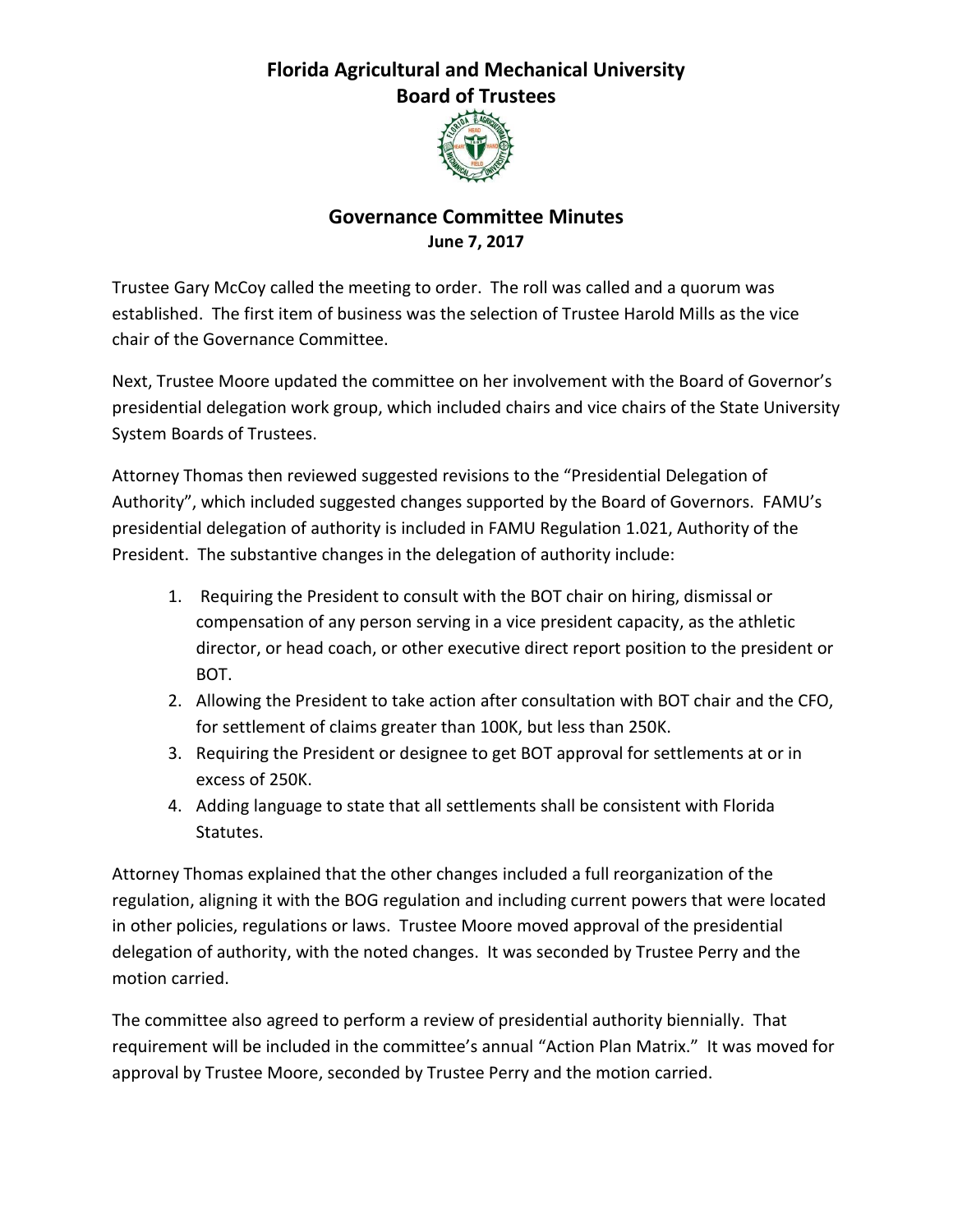# Florida Agricultural and Mechanical University
## Board of Trustees

## Governance Committee Minutes
**June 7, 2017**

Trustee Gary McCoy called the meeting to order. The roll was called and a quorum was established. The first item of business was the selection of Trustee Harold Mills as the vice chair of the Governance Committee.

Next, Trustee Moore updated the committee on her involvement with the Board of Governor's presidential delegation work group, which included chairs and vice chairs of the State University System Boards of Trustees.

Attorney Thomas then reviewed suggested revisions to the "Presidential Delegation of Authority", which included suggested changes supported by the Board of Governors. FAMU's presidential delegation of authority is included in FAMU Regulation 1.021, Authority of the President. The substantive changes in the delegation of authority include:

1. Requiring the President to consult with the BOT chair on hiring, dismissal or compensation of any person serving in a vice president capacity, as the athletic director, or head coach, or other executive direct report position to the president or BOT.
2. Allowing the President to take action after consultation with BOT chair and the CFO, for settlement of claims greater than 100K, but less than 250K.
3. Requiring the President or designee to get BOT approval for settlements at or in excess of 250K.
4. Adding language to state that all settlements shall be consistent with Florida Statutes.

Attorney Thomas explained that the other changes included a full reorganization of the regulation, aligning it with the BOG regulation and including current powers that were located in other policies, regulations or laws. Trustee Moore moved approval of the presidential delegation of authority, with the noted changes. It was seconded by Trustee Perry and the motion carried.

The committee also agreed to perform a review of presidential authority biennially. That requirement will be included in the committee's annual "Action Plan Matrix." It was moved for approval by Trustee Moore, seconded by Trustee Perry and the motion carried.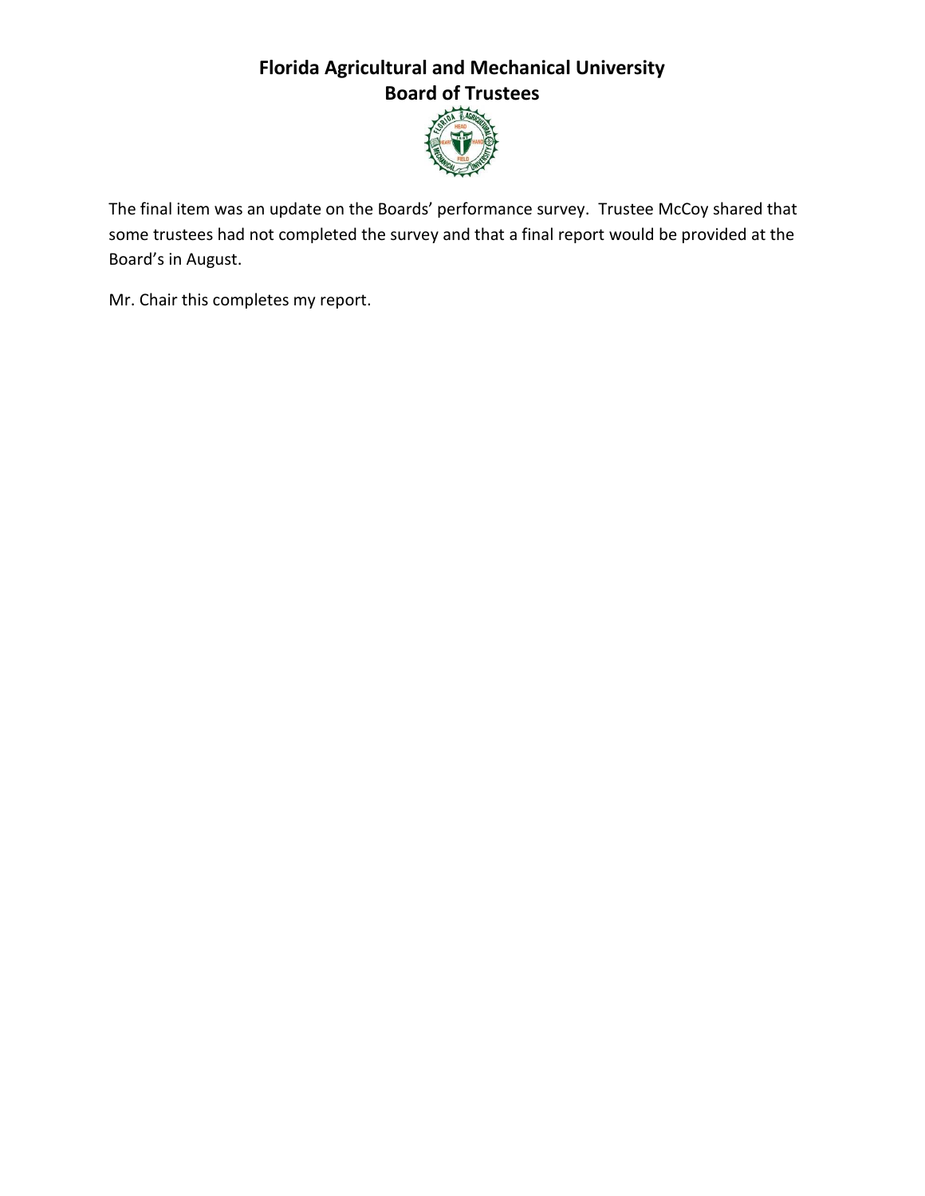The final item was an update on the Boards' performance survey. Trustee McCoy shared that some trustees had not completed the survey and that a final report would be provided at the Board's in August.

Mr. Chair this completes my report.